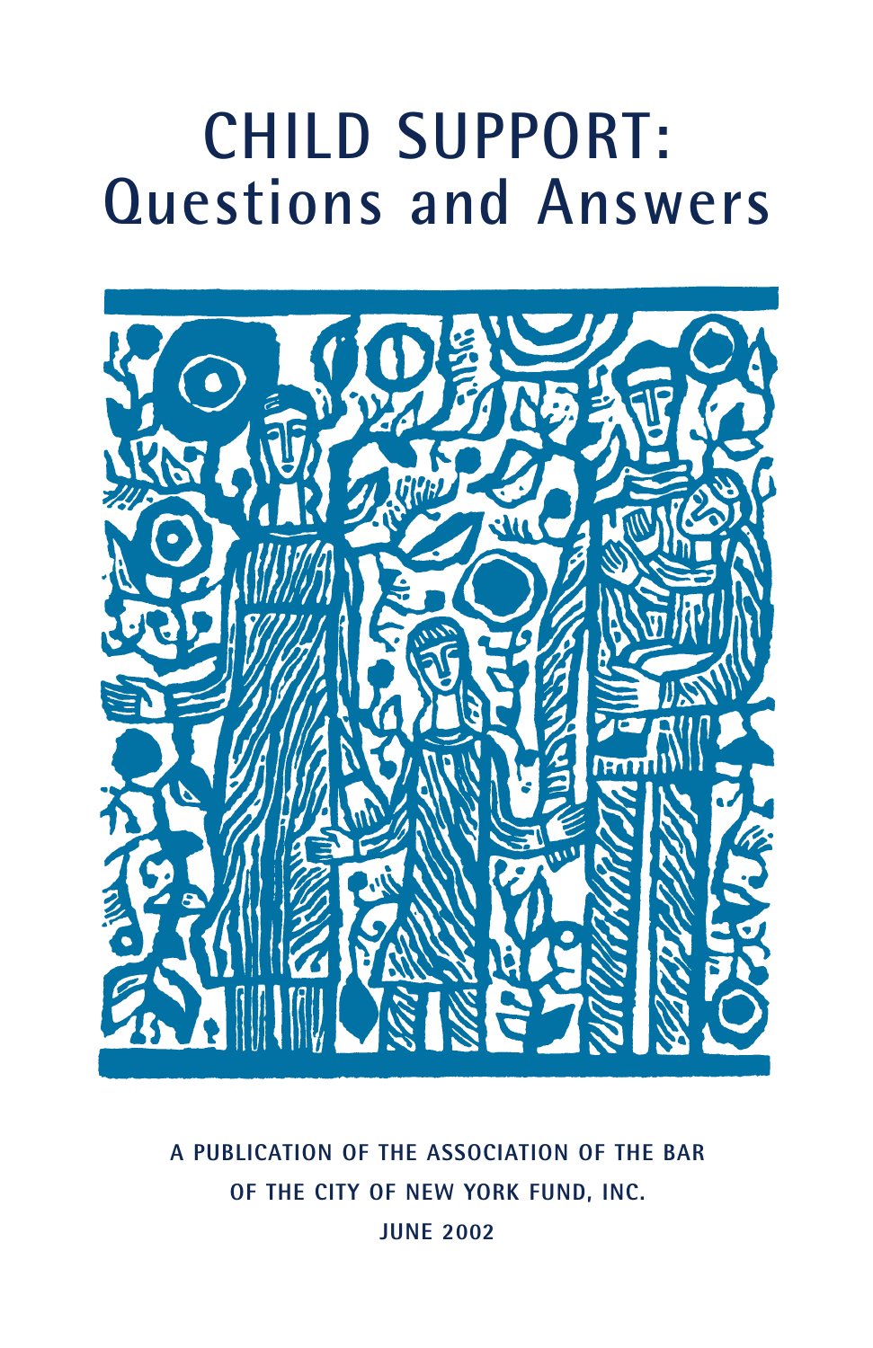# CHILD SUPPORT: Questions and Answers

A PUBLICATION OF THE ASSOCIATION OF THE BAR OF THE CITY OF NEW YORK FUND, INC.

JUNE 2002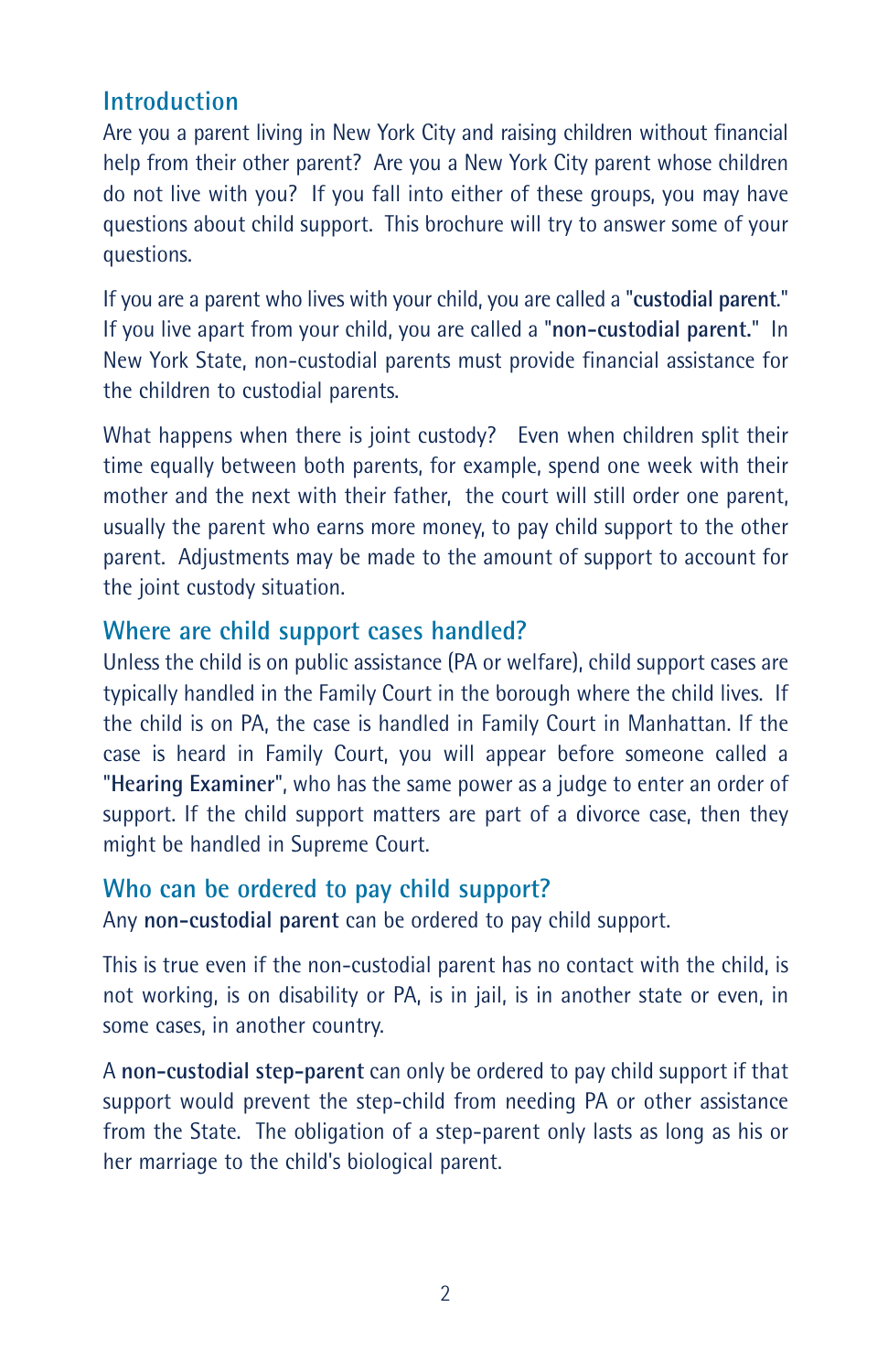## Introduction

Are you a parent living in New York City and raising children without financial help from their other parent? Are you a New York City parent whose children do not live with you? If you fall into either of these groups, you may have questions about child support. This brochure will try to answer some of your questions.

If you are a parent who lives with your child, you are called a "**custodial parent**." If you live apart from your child, you are called a "**non-custodial parent.**" In New York State, non-custodial parents must provide financial assistance for the children to custodial parents.

What happens when there is joint custody? Even when children split their time equally between both parents, for example, spend one week with their mother and the next with their father, the court will still order one parent, usually the parent who earns more money, to pay child support to the other parent. Adjustments may be made to the amount of support to account for the joint custody situation.

## Where are child support cases handled?

Unless the child is on public assistance (PA or welfare), child support cases are typically handled in the Family Court in the borough where the child lives. If the child is on PA, the case is handled in Family Court in Manhattan. If the case is heard in Family Court, you will appear before someone called a "**Hearing Examiner**", who has the same power as a judge to enter an order of support. If the child support matters are part of a divorce case, then they might be handled in Supreme Court.

## Who can be ordered to pay child support?

Any **non-custodial parent** can be ordered to pay child support.

This is true even if the non-custodial parent has no contact with the child, is not working, is on disability or PA, is in jail, is in another state or even, in some cases, in another country.

A **non-custodial step-parent** can only be ordered to pay child support if that support would prevent the step-child from needing PA or other assistance from the State. The obligation of a step-parent only lasts as long as his or her marriage to the child's biological parent.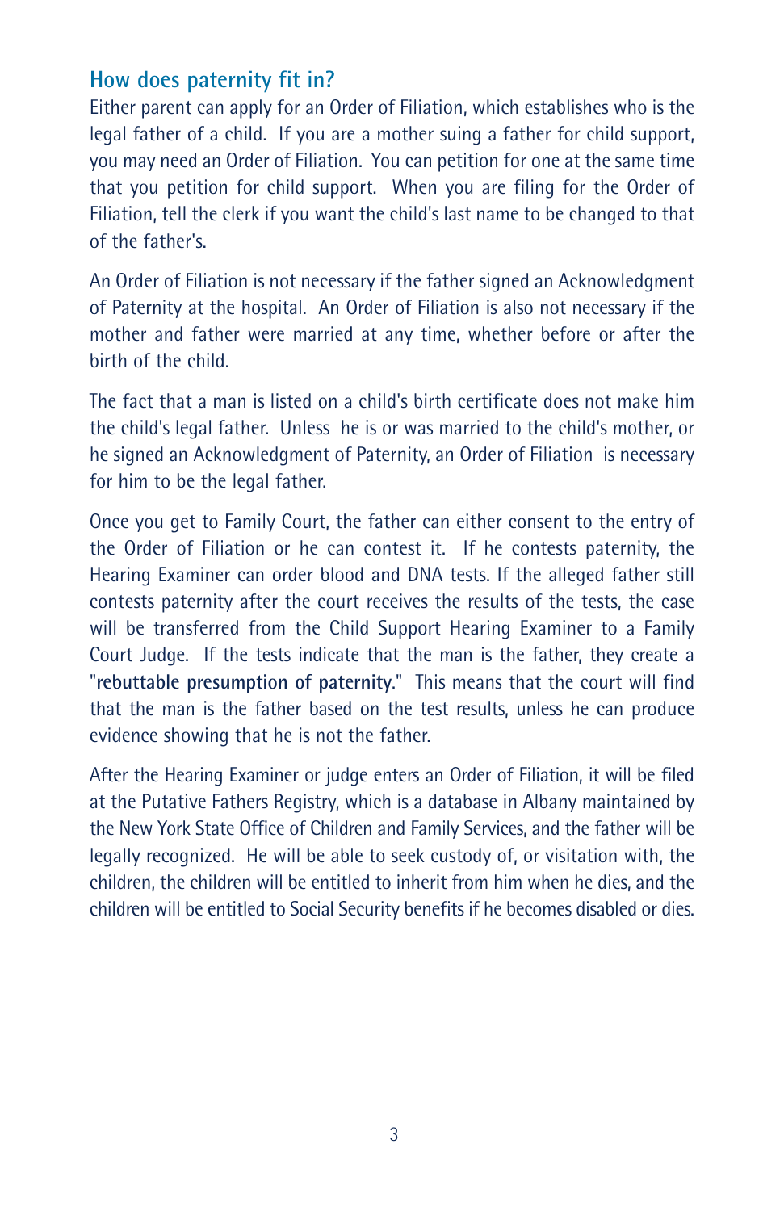## How does paternity fit in?

Either parent can apply for an Order of Filiation, which establishes who is the legal father of a child. If you are a mother suing a father for child support, you may need an Order of Filiation. You can petition for one at the same time that you petition for child support. When you are filing for the Order of Filiation, tell the clerk if you want the child's last name to be changed to that of the father's.

An Order of Filiation is not necessary if the father signed an Acknowledgment of Paternity at the hospital. An Order of Filiation is also not necessary if the mother and father were married at any time, whether before or after the birth of the child.

The fact that a man is listed on a child's birth certificate does not make him the child's legal father. Unless he is or was married to the child's mother, or he signed an Acknowledgment of Paternity, an Order of Filiation is necessary for him to be the legal father.

Once you get to Family Court, the father can either consent to the entry of the Order of Filiation or he can contest it. If he contests paternity, the Hearing Examiner can order blood and DNA tests. If the alleged father still contests paternity after the court receives the results of the tests, the case will be transferred from the Child Support Hearing Examiner to a Family Court Judge. If the tests indicate that the man is the father, they create a "**rebuttable presumption of paternity**." This means that the court will find that the man is the father based on the test results, unless he can produce evidence showing that he is not the father.

After the Hearing Examiner or judge enters an Order of Filiation, it will be filed at the Putative Fathers Registry, which is a database in Albany maintained by the New York State Office of Children and Family Services, and the father will be legally recognized. He will be able to seek custody of, or visitation with, the children, the children will be entitled to inherit from him when he dies, and the children will be entitled to Social Security benefits if he becomes disabled or dies.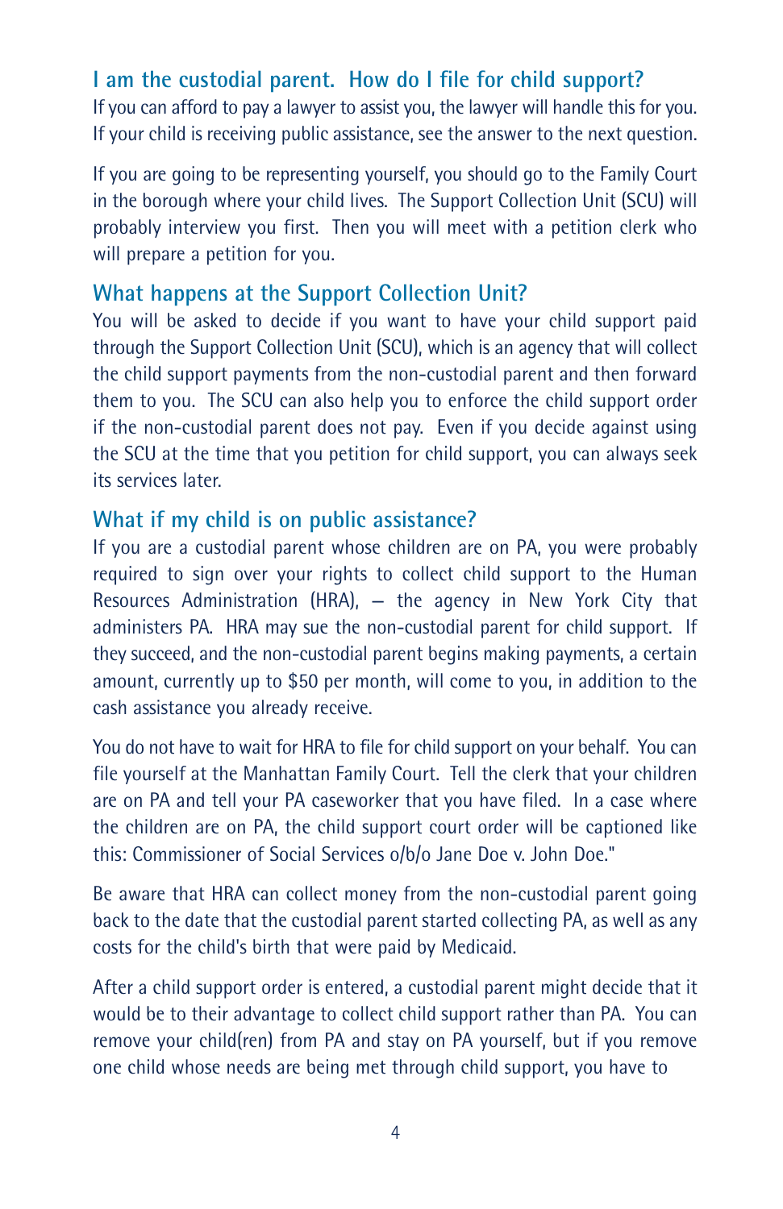## I am the custodial parent. How do I file for child support?

If you can afford to pay a lawyer to assist you, the lawyer will handle this for you. If your child is receiving public assistance, see the answer to the next question.

If you are going to be representing yourself, you should go to the Family Court in the borough where your child lives. The Support Collection Unit (SCU) will probably interview you first. Then you will meet with a petition clerk who will prepare a petition for you.

## What happens at the Support Collection Unit?

You will be asked to decide if you want to have your child support paid through the Support Collection Unit (SCU), which is an agency that will collect the child support payments from the non-custodial parent and then forward them to you. The SCU can also help you to enforce the child support order if the non-custodial parent does not pay. Even if you decide against using the SCU at the time that you petition for child support, you can always seek its services later.

## What if my child is on public assistance?

If you are a custodial parent whose children are on PA, you were probably required to sign over your rights to collect child support to the Human Resources Administration (HRA), – the agency in New York City that administers PA. HRA may sue the non-custodial parent for child support. If they succeed, and the non-custodial parent begins making payments, a certain amount, currently up to $50 per month, will come to you, in addition to the cash assistance you already receive.

You do not have to wait for HRA to file for child support on your behalf. You can file yourself at the Manhattan Family Court. Tell the clerk that your children are on PA and tell your PA caseworker that you have filed. In a case where the children are on PA, the child support court order will be captioned like this: Commissioner of Social Services o/b/o Jane Doe v. John Doe."

Be aware that HRA can collect money from the non-custodial parent going back to the date that the custodial parent started collecting PA, as well as any costs for the child's birth that were paid by Medicaid.

After a child support order is entered, a custodial parent might decide that it would be to their advantage to collect child support rather than PA. You can remove your child(ren) from PA and stay on PA yourself, but if you remove one child whose needs are being met through child support, you have to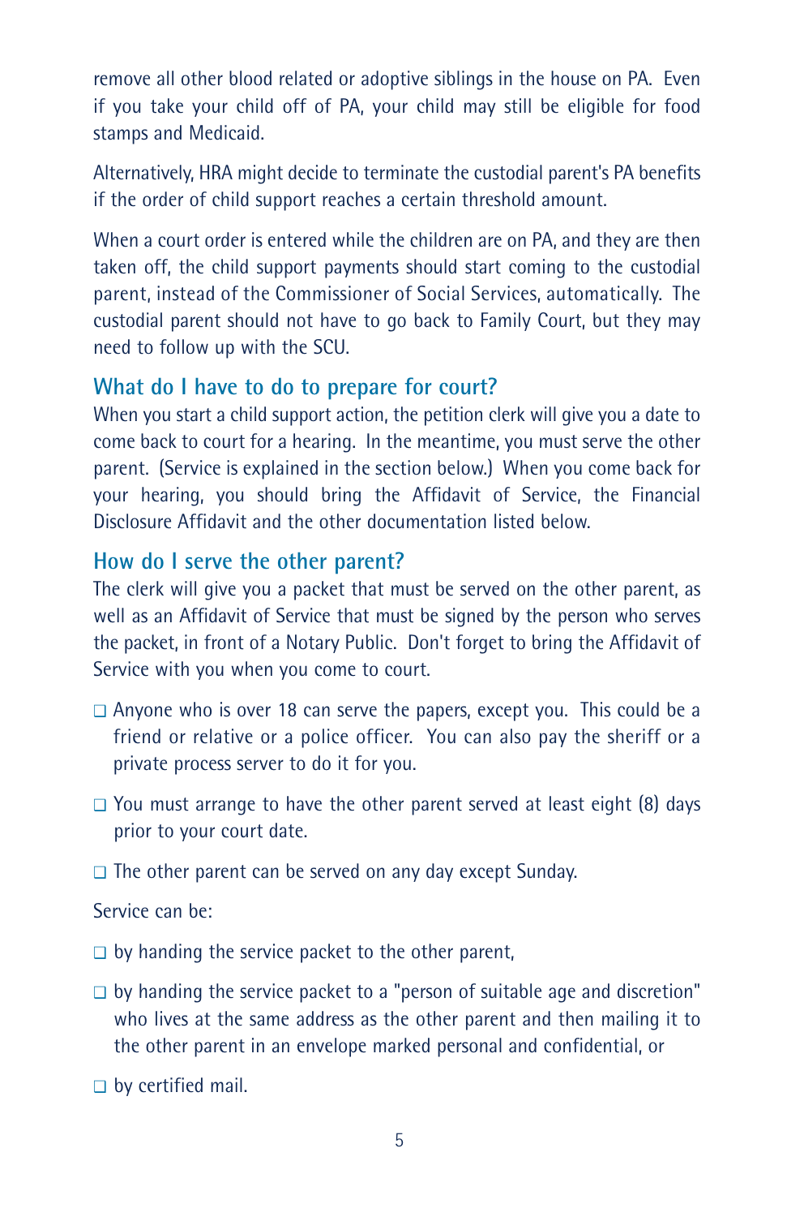remove all other blood related or adoptive siblings in the house on PA. Even if you take your child off of PA, your child may still be eligible for food stamps and Medicaid.

Alternatively, HRA might decide to terminate the custodial parent's PA benefits if the order of child support reaches a certain threshold amount.

When a court order is entered while the children are on PA, and they are then taken off, the child support payments should start coming to the custodial parent, instead of the Commissioner of Social Services, automatically. The custodial parent should not have to go back to Family Court, but they may need to follow up with the SCU.

## What do I have to do to prepare for court?

When you start a child support action, the petition clerk will give you a date to come back to court for a hearing. In the meantime, you must serve the other parent. (Service is explained in the section below.) When you come back for your hearing, you should bring the Affidavit of Service, the Financial Disclosure Affidavit and the other documentation listed below.

## How do I serve the other parent?

The clerk will give you a packet that must be served on the other parent, as well as an Affidavit of Service that must be signed by the person who serves the packet, in front of a Notary Public. Don't forget to bring the Affidavit of Service with you when you come to court.

- Anyone who is over 18 can serve the papers, except you. This could be a friend or relative or a police officer. You can also pay the sheriff or a private process server to do it for you.
- You must arrange to have the other parent served at least eight (8) days prior to your court date.
- The other parent can be served on any day except Sunday.

Service can be:

- by handing the service packet to the other parent,
- by handing the service packet to a "person of suitable age and discretion" who lives at the same address as the other parent and then mailing it to the other parent in an envelope marked personal and confidential, or
- by certified mail.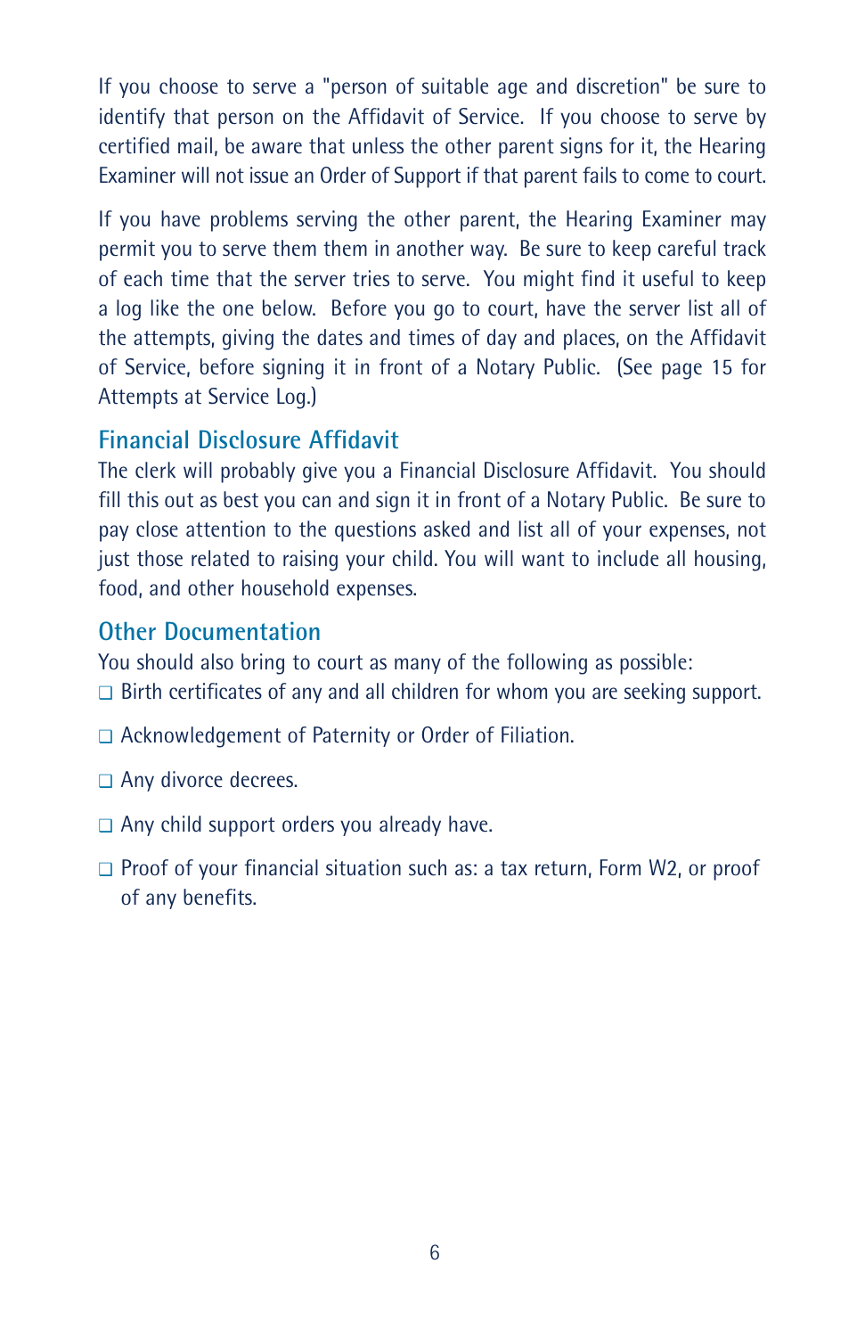If you choose to serve a "person of suitable age and discretion" be sure to identify that person on the Affidavit of Service. If you choose to serve by certified mail, be aware that unless the other parent signs for it, the Hearing Examiner will not issue an Order of Support if that parent fails to come to court.

If you have problems serving the other parent, the Hearing Examiner may permit you to serve them them in another way. Be sure to keep careful track of each time that the server tries to serve. You might find it useful to keep a log like the one below. Before you go to court, have the server list all of the attempts, giving the dates and times of day and places, on the Affidavit of Service, before signing it in front of a Notary Public. (See page 15 for Attempts at Service Log.)

## Financial Disclosure Affidavit

The clerk will probably give you a Financial Disclosure Affidavit. You should fill this out as best you can and sign it in front of a Notary Public. Be sure to pay close attention to the questions asked and list all of your expenses, not just those related to raising your child. You will want to include all housing, food, and other household expenses.

## Other Documentation

You should also bring to court as many of the following as possible:

- ❑ Birth certificates of any and all children for whom you are seeking support.
- ❑ Acknowledgement of Paternity or Order of Filiation.
- ❑ Any divorce decrees.
- ❑ Any child support orders you already have.
- ❑ Proof of your financial situation such as: a tax return, Form W2, or proof of any benefits.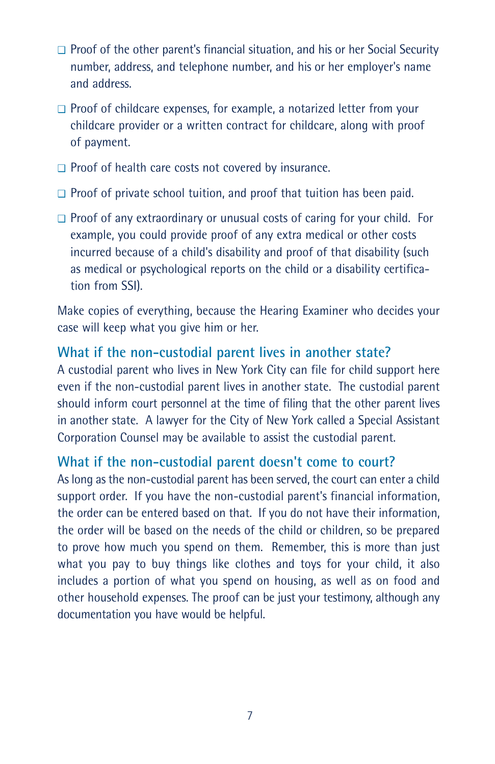- ❑ Proof of the other parent's financial situation, and his or her Social Security number, address, and telephone number, and his or her employer's name and address.
- ❑ Proof of childcare expenses, for example, a notarized letter from your childcare provider or a written contract for childcare, along with proof of payment.
- ❑ Proof of health care costs not covered by insurance.
- ❑ Proof of private school tuition, and proof that tuition has been paid.
- ❑ Proof of any extraordinary or unusual costs of caring for your child. For example, you could provide proof of any extra medical or other costs incurred because of a child's disability and proof of that disability (such as medical or psychological reports on the child or a disability certification from SSI).

Make copies of everything, because the Hearing Examiner who decides your case will keep what you give him or her.

## What if the non-custodial parent lives in another state?

A custodial parent who lives in New York City can file for child support here even if the non-custodial parent lives in another state. The custodial parent should inform court personnel at the time of filing that the other parent lives in another state. A lawyer for the City of New York called a Special Assistant Corporation Counsel may be available to assist the custodial parent.

## What if the non-custodial parent doesn't come to court?

As long as the non-custodial parent has been served, the court can enter a child support order. If you have the non-custodial parent's financial information, the order can be entered based on that. If you do not have their information, the order will be based on the needs of the child or children, so be prepared to prove how much you spend on them. Remember, this is more than just what you pay to buy things like clothes and toys for your child, it also includes a portion of what you spend on housing, as well as on food and other household expenses. The proof can be just your testimony, although any documentation you have would be helpful.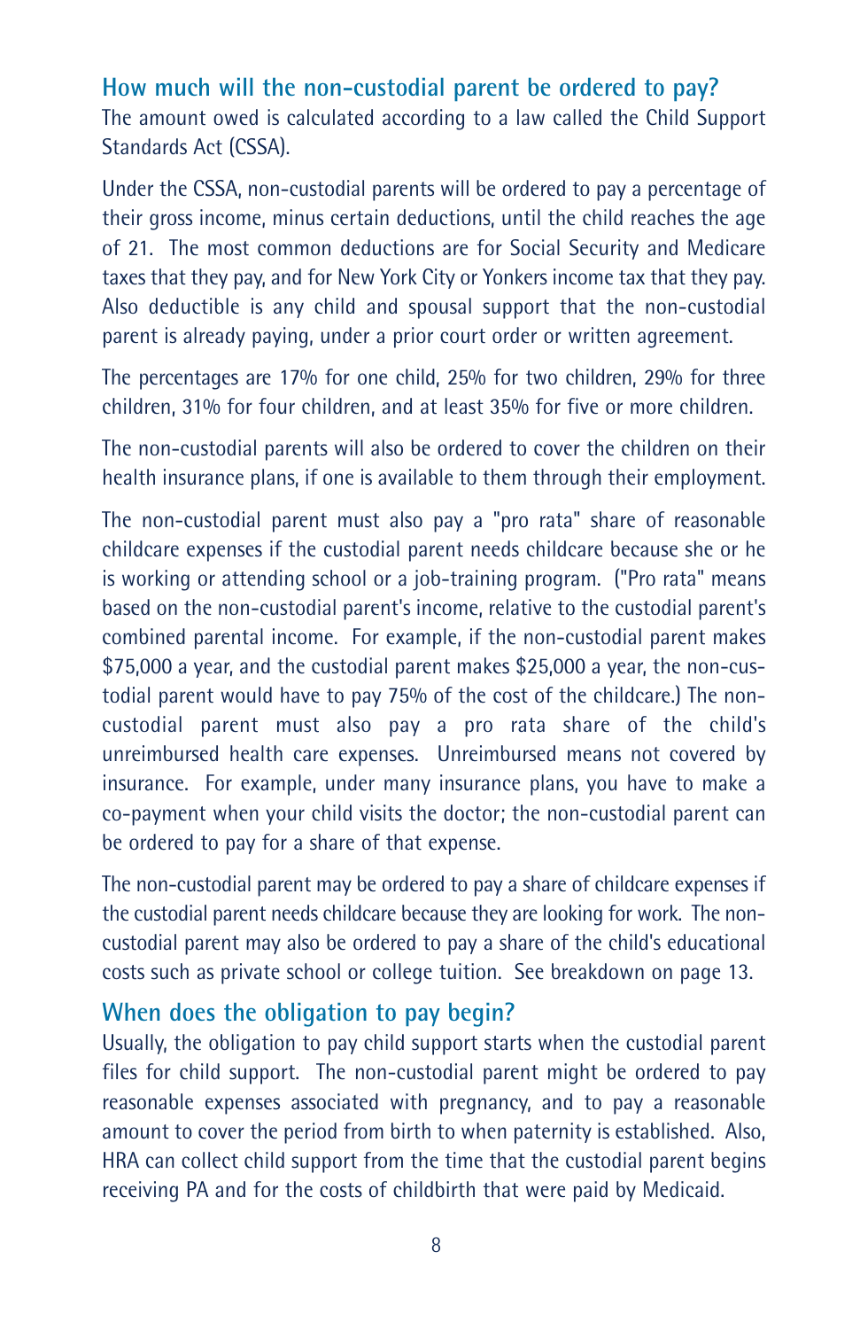## How much will the non-custodial parent be ordered to pay?

The amount owed is calculated according to a law called the Child Support Standards Act (CSSA).

Under the CSSA, non-custodial parents will be ordered to pay a percentage of their gross income, minus certain deductions, until the child reaches the age of 21. The most common deductions are for Social Security and Medicare taxes that they pay, and for New York City or Yonkers income tax that they pay. Also deductible is any child and spousal support that the non-custodial parent is already paying, under a prior court order or written agreement.

The percentages are 17% for one child, 25% for two children, 29% for three children, 31% for four children, and at least 35% for five or more children.

The non-custodial parents will also be ordered to cover the children on their health insurance plans, if one is available to them through their employment.

The non-custodial parent must also pay a "pro rata" share of reasonable childcare expenses if the custodial parent needs childcare because she or he is working or attending school or a job-training program. ("Pro rata" means based on the non-custodial parent's income, relative to the custodial parent's combined parental income. For example, if the non-custodial parent makes $75,000 a year, and the custodial parent makes $25,000 a year, the non-custodial parent would have to pay 75% of the cost of the childcare.) The non-custodial parent must also pay a pro rata share of the child's unreimbursed health care expenses. Unreimbursed means not covered by insurance. For example, under many insurance plans, you have to make a co-payment when your child visits the doctor; the non-custodial parent can be ordered to pay for a share of that expense.

The non-custodial parent may be ordered to pay a share of childcare expenses if the custodial parent needs childcare because they are looking for work. The non-custodial parent may also be ordered to pay a share of the child's educational costs such as private school or college tuition. See breakdown on page 13.

## When does the obligation to pay begin?

Usually, the obligation to pay child support starts when the custodial parent files for child support. The non-custodial parent might be ordered to pay reasonable expenses associated with pregnancy, and to pay a reasonable amount to cover the period from birth to when paternity is established. Also, HRA can collect child support from the time that the custodial parent begins receiving PA and for the costs of childbirth that were paid by Medicaid.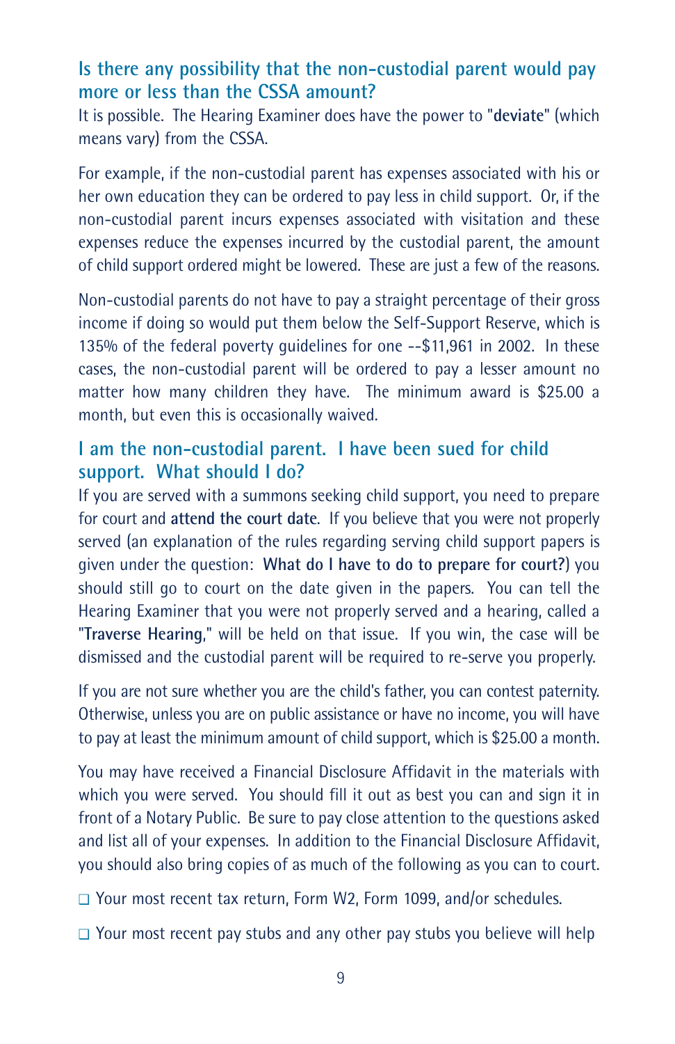## Is there any possibility that the non-custodial parent would pay more or less than the CSSA amount?

It is possible. The Hearing Examiner does have the power to "**deviate**" (which means vary) from the CSSA.

For example, if the non-custodial parent has expenses associated with his or her own education they can be ordered to pay less in child support. Or, if the non-custodial parent incurs expenses associated with visitation and these expenses reduce the expenses incurred by the custodial parent, the amount of child support ordered might be lowered. These are just a few of the reasons.

Non-custodial parents do not have to pay a straight percentage of their gross income if doing so would put them below the Self-Support Reserve, which is 135% of the federal poverty guidelines for one --$11,961 in 2002. In these cases, the non-custodial parent will be ordered to pay a lesser amount no matter how many children they have. The minimum award is $25.00 a month, but even this is occasionally waived.

## I am the non-custodial parent. I have been sued for child support. What should I do?

If you are served with a summons seeking child support, you need to prepare for court and **attend the court date**. If you believe that you were not properly served (an explanation of the rules regarding serving child support papers is given under the question: **What do I have to do to prepare for court?**) you should still go to court on the date given in the papers. You can tell the Hearing Examiner that you were not properly served and a hearing, called a "**Traverse Hearing**," will be held on that issue. If you win, the case will be dismissed and the custodial parent will be required to re-serve you properly.

If you are not sure whether you are the child's father, you can contest paternity. Otherwise, unless you are on public assistance or have no income, you will have to pay at least the minimum amount of child support, which is $25.00 a month.

You may have received a Financial Disclosure Affidavit in the materials with which you were served. You should fill it out as best you can and sign it in front of a Notary Public. Be sure to pay close attention to the questions asked and list all of your expenses. In addition to the Financial Disclosure Affidavit, you should also bring copies of as much of the following as you can to court.

- ❑ Your most recent tax return, Form W2, Form 1099, and/or schedules.
- ❑ Your most recent pay stubs and any other pay stubs you believe will help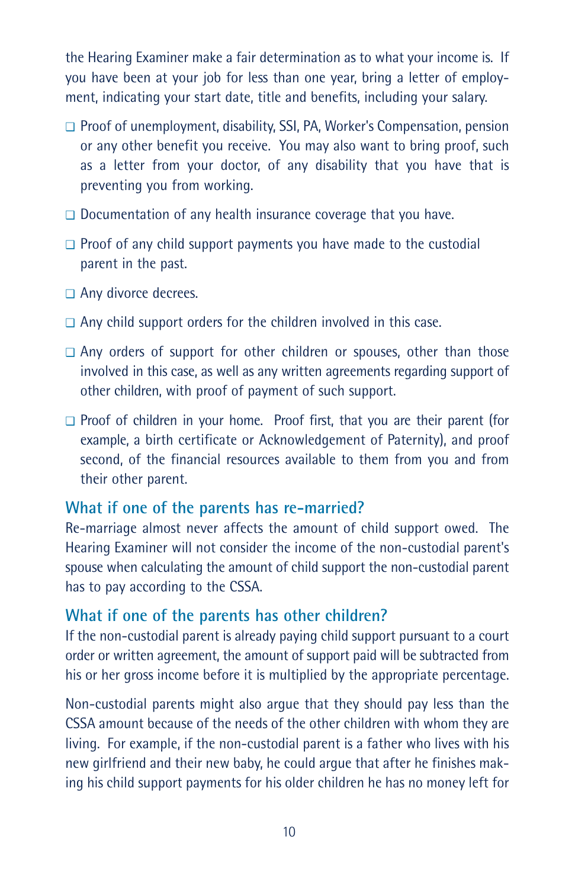the Hearing Examiner make a fair determination as to what your income is. If you have been at your job for less than one year, bring a letter of employment, indicating your start date, title and benefits, including your salary.

- ❑ Proof of unemployment, disability, SSI, PA, Worker's Compensation, pension or any other benefit you receive. You may also want to bring proof, such as a letter from your doctor, of any disability that you have that is preventing you from working.
- ❑ Documentation of any health insurance coverage that you have.
- ❑ Proof of any child support payments you have made to the custodial parent in the past.
- ❑ Any divorce decrees.
- ❑ Any child support orders for the children involved in this case.
- ❑ Any orders of support for other children or spouses, other than those involved in this case, as well as any written agreements regarding support of other children, with proof of payment of such support.
- ❑ Proof of children in your home. Proof first, that you are their parent (for example, a birth certificate or Acknowledgement of Paternity), and proof second, of the financial resources available to them from you and from their other parent.

## What if one of the parents has re-married?

Re-marriage almost never affects the amount of child support owed. The Hearing Examiner will not consider the income of the non-custodial parent's spouse when calculating the amount of child support the non-custodial parent has to pay according to the CSSA.

## What if one of the parents has other children?

If the non-custodial parent is already paying child support pursuant to a court order or written agreement, the amount of support paid will be subtracted from his or her gross income before it is multiplied by the appropriate percentage.

Non-custodial parents might also argue that they should pay less than the CSSA amount because of the needs of the other children with whom they are living. For example, if the non-custodial parent is a father who lives with his new girlfriend and their new baby, he could argue that after he finishes making his child support payments for his older children he has no money left for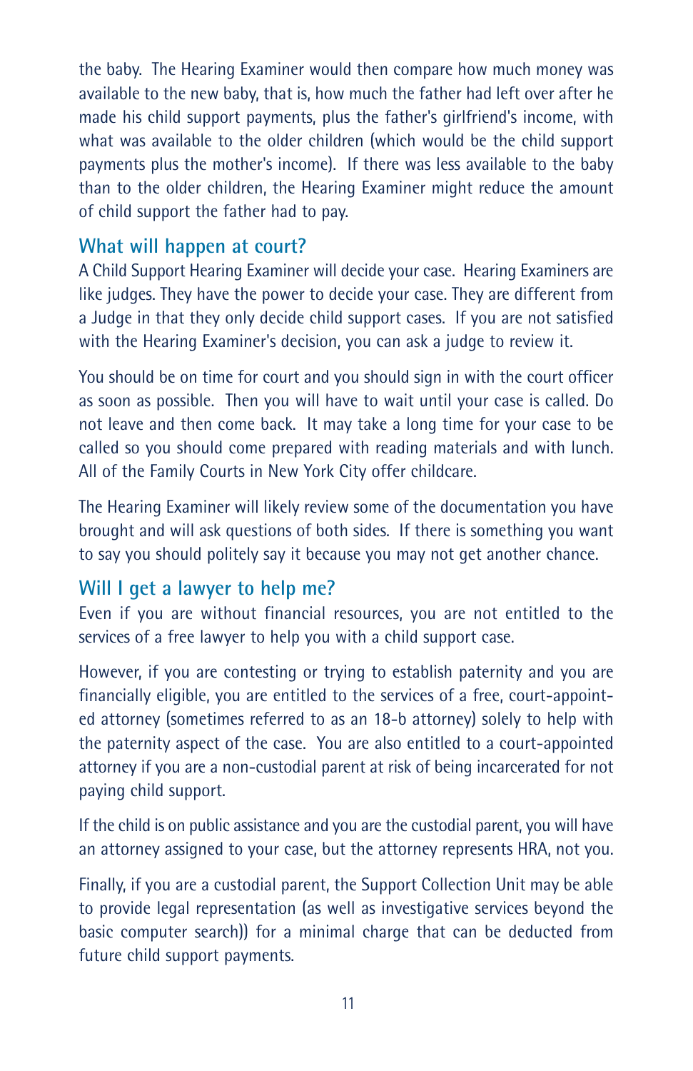the baby. The Hearing Examiner would then compare how much money was available to the new baby, that is, how much the father had left over after he made his child support payments, plus the father's girlfriend's income, with what was available to the older children (which would be the child support payments plus the mother's income). If there was less available to the baby than to the older children, the Hearing Examiner might reduce the amount of child support the father had to pay.

## What will happen at court?

A Child Support Hearing Examiner will decide your case. Hearing Examiners are like judges. They have the power to decide your case. They are different from a Judge in that they only decide child support cases. If you are not satisfied with the Hearing Examiner's decision, you can ask a judge to review it.

You should be on time for court and you should sign in with the court officer as soon as possible. Then you will have to wait until your case is called. Do not leave and then come back. It may take a long time for your case to be called so you should come prepared with reading materials and with lunch. All of the Family Courts in New York City offer childcare.

The Hearing Examiner will likely review some of the documentation you have brought and will ask questions of both sides. If there is something you want to say you should politely say it because you may not get another chance.

## Will I get a lawyer to help me?

Even if you are without financial resources, you are not entitled to the services of a free lawyer to help you with a child support case.

However, if you are contesting or trying to establish paternity and you are financially eligible, you are entitled to the services of a free, court-appointed attorney (sometimes referred to as an 18-b attorney) solely to help with the paternity aspect of the case. You are also entitled to a court-appointed attorney if you are a non-custodial parent at risk of being incarcerated for not paying child support.

If the child is on public assistance and you are the custodial parent, you will have an attorney assigned to your case, but the attorney represents HRA, not you.

Finally, if you are a custodial parent, the Support Collection Unit may be able to provide legal representation (as well as investigative services beyond the basic computer search)) for a minimal charge that can be deducted from future child support payments.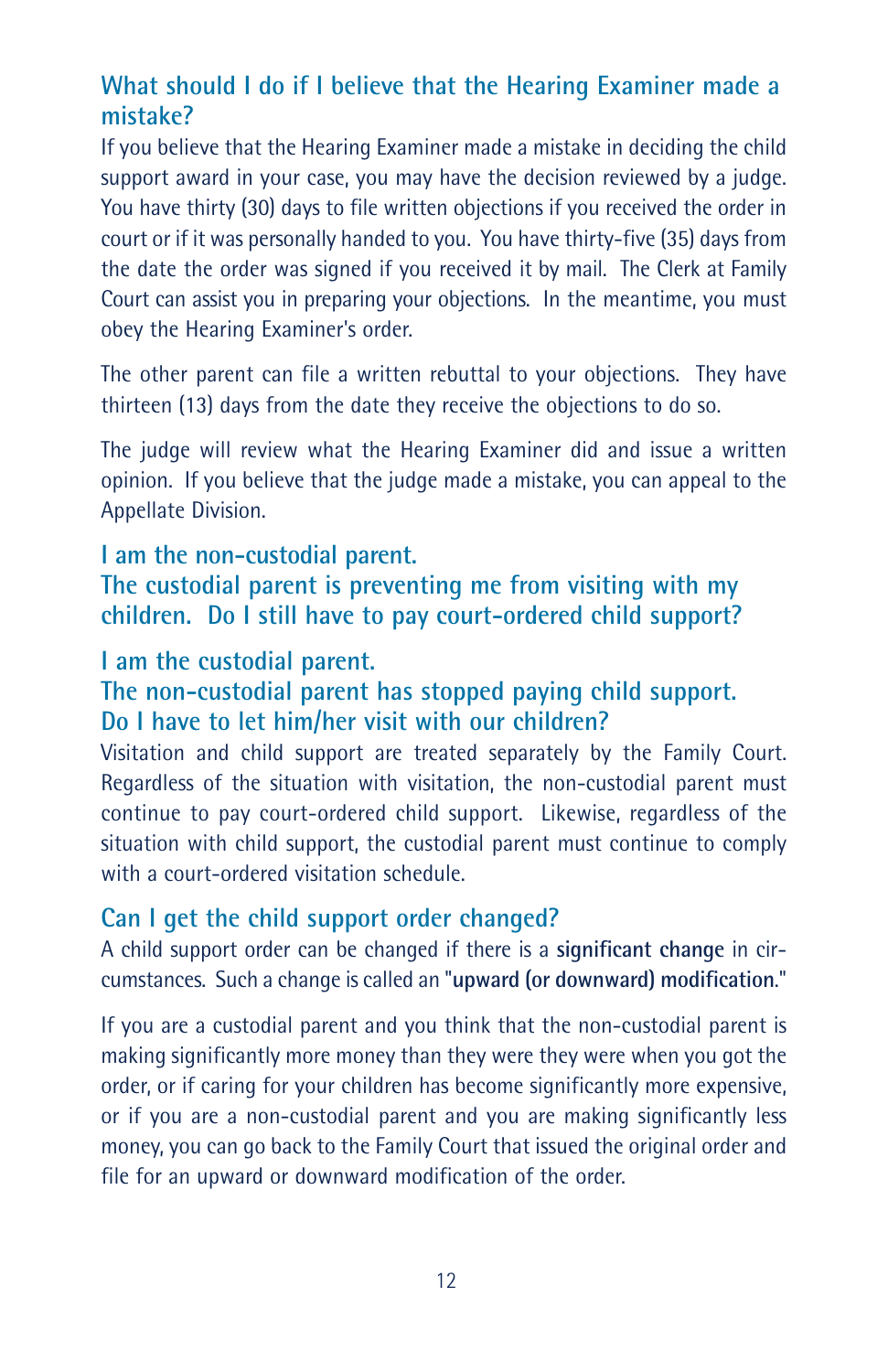## What should I do if I believe that the Hearing Examiner made a mistake?

If you believe that the Hearing Examiner made a mistake in deciding the child support award in your case, you may have the decision reviewed by a judge. You have thirty (30) days to file written objections if you received the order in court or if it was personally handed to you. You have thirty-five (35) days from the date the order was signed if you received it by mail. The Clerk at Family Court can assist you in preparing your objections. In the meantime, you must obey the Hearing Examiner's order.

The other parent can file a written rebuttal to your objections. They have thirteen (13) days from the date they receive the objections to do so.

The judge will review what the Hearing Examiner did and issue a written opinion. If you believe that the judge made a mistake, you can appeal to the Appellate Division.

## I am the non-custodial parent. The custodial parent is preventing me from visiting with my children. Do I still have to pay court-ordered child support?

## I am the custodial parent. The non-custodial parent has stopped paying child support. Do I have to let him/her visit with our children?

Visitation and child support are treated separately by the Family Court. Regardless of the situation with visitation, the non-custodial parent must continue to pay court-ordered child support. Likewise, regardless of the situation with child support, the custodial parent must continue to comply with a court-ordered visitation schedule.

## Can I get the child support order changed?

A child support order can be changed if there is a **significant change** in circumstances. Such a change is called an "**upward (or downward) modification**."

If you are a custodial parent and you think that the non-custodial parent is making significantly more money than they were they were when you got the order, or if caring for your children has become significantly more expensive, or if you are a non-custodial parent and you are making significantly less money, you can go back to the Family Court that issued the original order and file for an upward or downward modification of the order.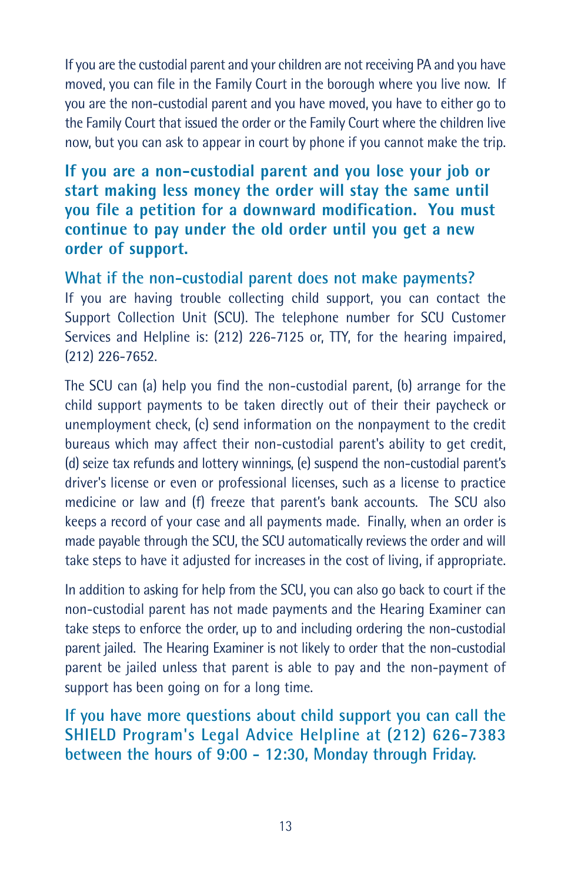If you are the custodial parent and your children are not receiving PA and you have moved, you can file in the Family Court in the borough where you live now. If you are the non-custodial parent and you have moved, you have to either go to the Family Court that issued the order or the Family Court where the children live now, but you can ask to appear in court by phone if you cannot make the trip.

**If you are a non-custodial parent and you lose your job or start making less money the order will stay the same until you file a petition for a downward modification. You must continue to pay under the old order until you get a new order of support.**

### What if the non-custodial parent does not make payments?

If you are having trouble collecting child support, you can contact the Support Collection Unit (SCU). The telephone number for SCU Customer Services and Helpline is: (212) 226-7125 or, TTY, for the hearing impaired, (212) 226-7652.

The SCU can (a) help you find the non-custodial parent, (b) arrange for the child support payments to be taken directly out of their their paycheck or unemployment check, (c) send information on the nonpayment to the credit bureaus which may affect their non-custodial parent's ability to get credit, (d) seize tax refunds and lottery winnings, (e) suspend the non-custodial parent's driver's license or even or professional licenses, such as a license to practice medicine or law and (f) freeze that parent's bank accounts. The SCU also keeps a record of your case and all payments made. Finally, when an order is made payable through the SCU, the SCU automatically reviews the order and will take steps to have it adjusted for increases in the cost of living, if appropriate.

In addition to asking for help from the SCU, you can also go back to court if the non-custodial parent has not made payments and the Hearing Examiner can take steps to enforce the order, up to and including ordering the non-custodial parent jailed. The Hearing Examiner is not likely to order that the non-custodial parent be jailed unless that parent is able to pay and the non-payment of support has been going on for a long time.

**If you have more questions about child support you can call the SHIELD Program's Legal Advice Helpline at (212) 626-7383 between the hours of 9:00 - 12:30, Monday through Friday.**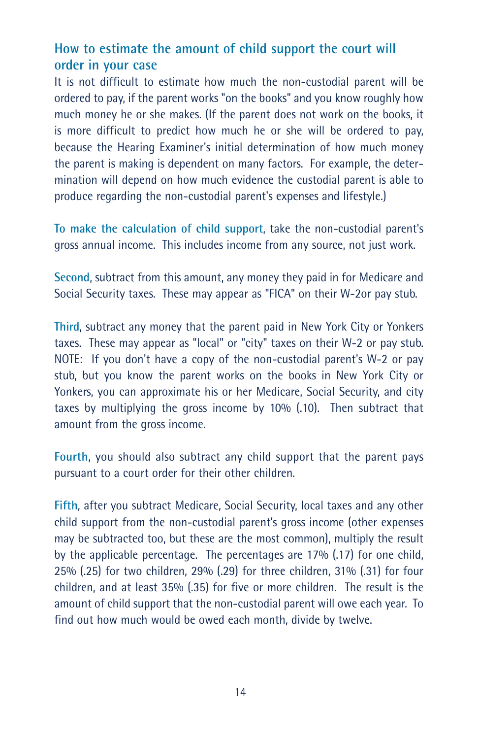## How to estimate the amount of child support the court will order in your case

It is not difficult to estimate how much the non-custodial parent will be ordered to pay, if the parent works "on the books" and you know roughly how much money he or she makes. (If the parent does not work on the books, it is more difficult to predict how much he or she will be ordered to pay, because the Hearing Examiner's initial determination of how much money the parent is making is dependent on many factors. For example, the determination will depend on how much evidence the custodial parent is able to produce regarding the non-custodial parent's expenses and lifestyle.)

**To make the calculation of child support**, take the non-custodial parent's gross annual income. This includes income from any source, not just work.

**Second**, subtract from this amount, any money they paid in for Medicare and Social Security taxes. These may appear as "FICA" on their W-2or pay stub.

**Third**, subtract any money that the parent paid in New York City or Yonkers taxes. These may appear as "local" or "city" taxes on their W-2 or pay stub. NOTE: If you don't have a copy of the non-custodial parent's W-2 or pay stub, but you know the parent works on the books in New York City or Yonkers, you can approximate his or her Medicare, Social Security, and city taxes by multiplying the gross income by 10% (.10). Then subtract that amount from the gross income.

**Fourth**, you should also subtract any child support that the parent pays pursuant to a court order for their other children.

**Fifth**, after you subtract Medicare, Social Security, local taxes and any other child support from the non-custodial parent's gross income (other expenses may be subtracted too, but these are the most common), multiply the result by the applicable percentage. The percentages are 17% (.17) for one child, 25% (.25) for two children, 29% (.29) for three children, 31% (.31) for four children, and at least 35% (.35) for five or more children. The result is the amount of child support that the non-custodial parent will owe each year. To find out how much would be owed each month, divide by twelve.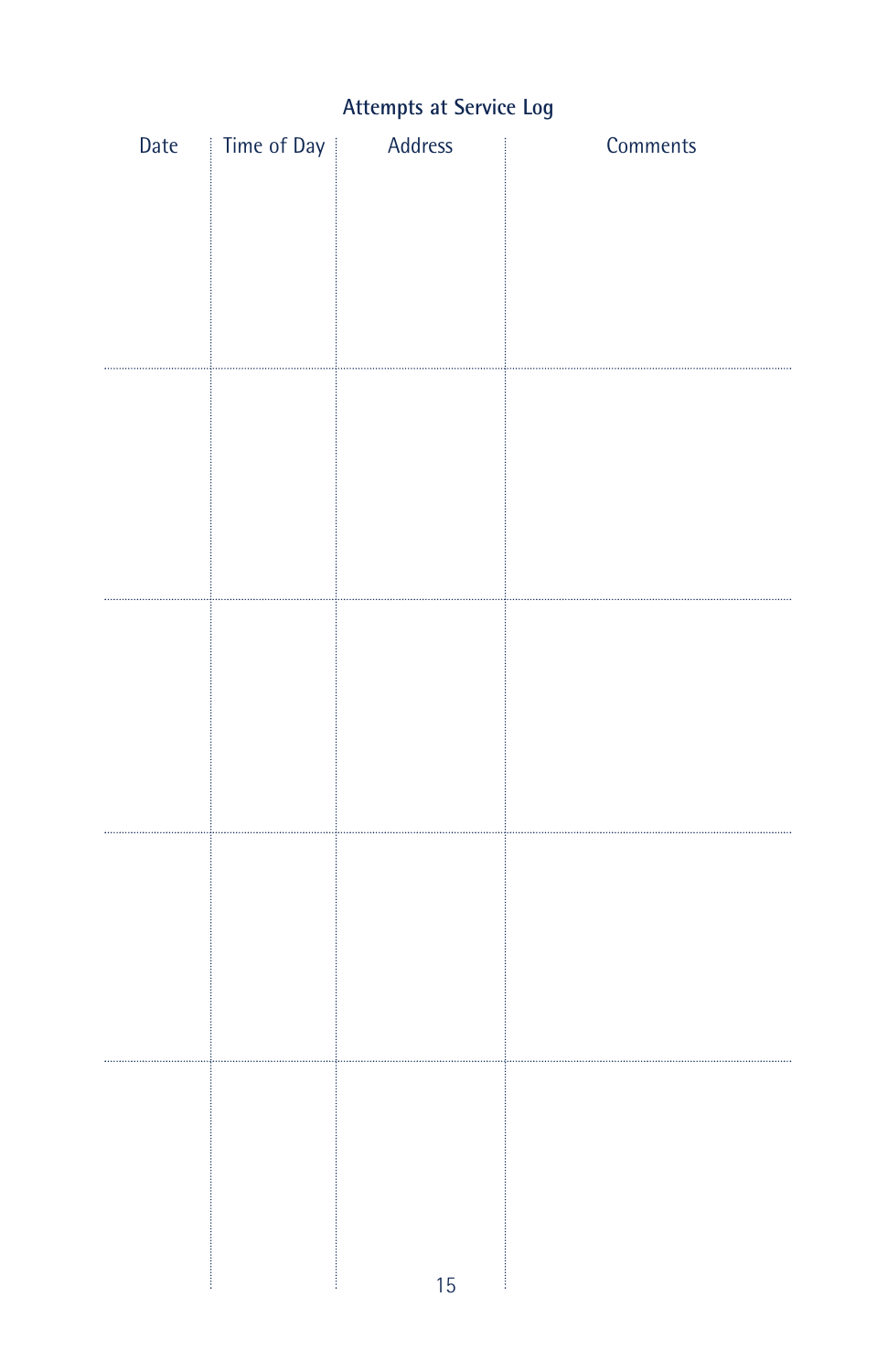## Attempts at Service Log

| Date | Time of Day | Address | Comments |
| --- | --- | --- | --- |
| | | | |
| | | | |
| | | | |
| | | | |
| | | | |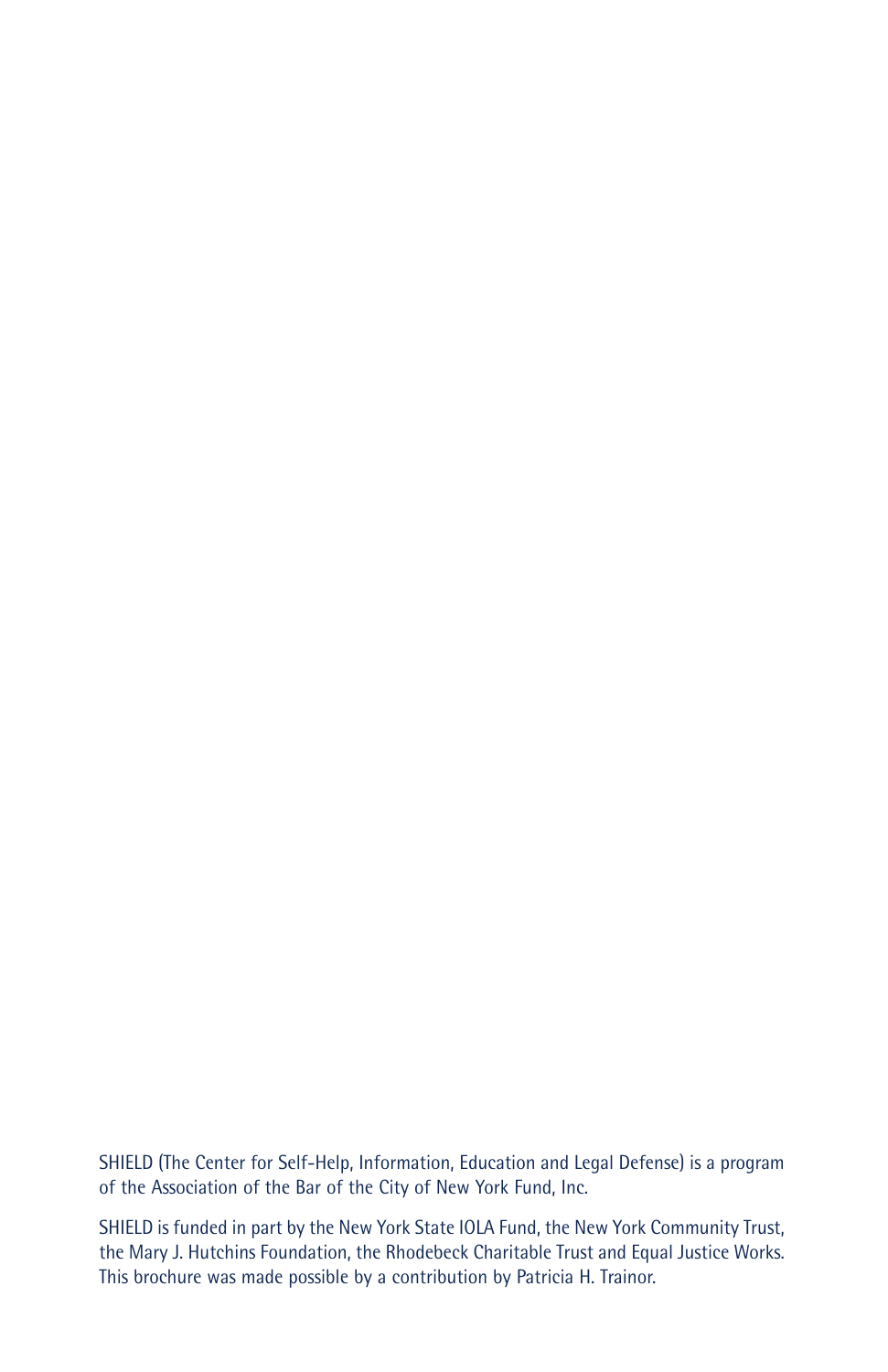SHIELD (The Center for Self-Help, Information, Education and Legal Defense) is a program of the Association of the Bar of the City of New York Fund, Inc.

SHIELD is funded in part by the New York State IOLA Fund, the New York Community Trust, the Mary J. Hutchins Foundation, the Rhodebeck Charitable Trust and Equal Justice Works. This brochure was made possible by a contribution by Patricia H. Trainor.